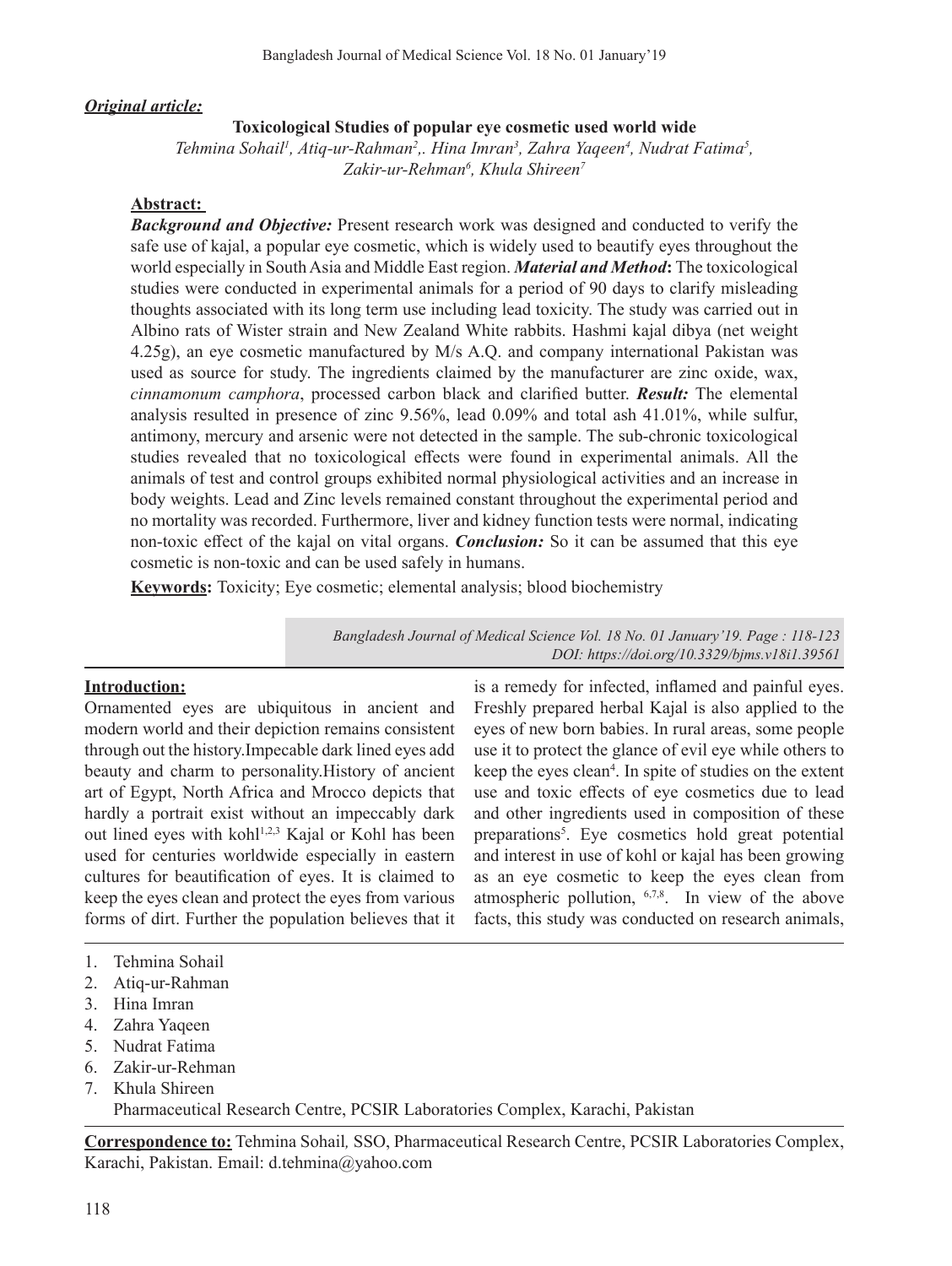***Original article:***

**Toxicological Studies of popular eye cosmetic used world wide**

*Tehmina Sohail[1], Atiq-ur-Rahman[2],. Hina Imran[3], Zahra Yaqeen[4], Nudrat Fatima[5], Zakir-ur-Rehman[6], Khula Shireen[7]*

**Abstract:**

***Background and Objective:*** Present research work was designed and conducted to verify the safe use of kajal, a popular eye cosmetic, which is widely used to beautify eyes throughout the world especially in South Asia and Middle East region. ***Material and Method*:** The toxicological studies were conducted in experimental animals for a period of 90 days to clarify misleading thoughts associated with its long term use including lead toxicity. The study was carried out in Albino rats of Wister strain and New Zealand White rabbits. Hashmi kajal dibya (net weight 4.25g), an eye cosmetic manufactured by M/s A.Q. and company international Pakistan was used as source for study. The ingredients claimed by the manufacturer are zinc oxide, wax, *cinnamonum camphora*, processed carbon black and clarified butter. ***Result:*** The elemental analysis resulted in presence of zinc 9.56%, lead 0.09% and total ash 41.01%, while sulfur, antimony, mercury and arsenic were not detected in the sample. The sub-chronic toxicological studies revealed that no toxicological effects were found in experimental animals. All the animals of test and control groups exhibited normal physiological activities and an increase in body weights. Lead and Zinc levels remained constant throughout the experimental period and no mortality was recorded. Furthermore, liver and kidney function tests were normal, indicating non-toxic effect of the kajal on vital organs. ***Conclusion:*** So it can be assumed that this eye cosmetic is non-toxic and can be used safely in humans.

**Keywords:** Toxicity; Eye cosmetic; elemental analysis; blood biochemistry

*Bangladesh Journal of Medical Science Vol. 18 No. 01 January'19. Page : 118-123*
*DOI: https://doi.org/10.3329/bjms.v18i1.39561*

**Introduction:**

Ornamented eyes are ubiquitous in ancient and modern world and their depiction remains consistent through out the history.Impecable dark lined eyes add beauty and charm to personality.History of ancient art of Egypt, North Africa and Mrocco depicts that hardly a portrait exist without an impeccably dark out lined eyes with kohl[1,2,3] Kajal or Kohl has been used for centuries worldwide especially in eastern cultures for beautification of eyes. It is claimed to keep the eyes clean and protect the eyes from various forms of dirt. Further the population believes that it is a remedy for infected, inflamed and painful eyes. Freshly prepared herbal Kajal is also applied to the eyes of new born babies. In rural areas, some people use it to protect the glance of evil eye while others to keep the eyes clean[4]. In spite of studies on the extent use and toxic effects of eye cosmetics due to lead and other ingredients used in composition of these preparations[5]. Eye cosmetics hold great potential and interest in use of kohl or kajal has been growing as an eye cosmetic to keep the eyes clean from atmospheric pollution, [6,7,8]. In view of the above facts, this study was conducted on research animals,

1. Tehmina Sohail
2. Atiq-ur-Rahman
3. Hina Imran
4. Zahra Yaqeen
5. Nudrat Fatima
6. Zakir-ur-Rehman
7. Khula Shireen

Pharmaceutical Research Centre, PCSIR Laboratories Complex, Karachi, Pakistan

**Correspondence to:** Tehmina Sohail*,* SSO, Pharmaceutical Research Centre, PCSIR Laboratories Complex, Karachi, Pakistan. Email: d.tehmina@yahoo.com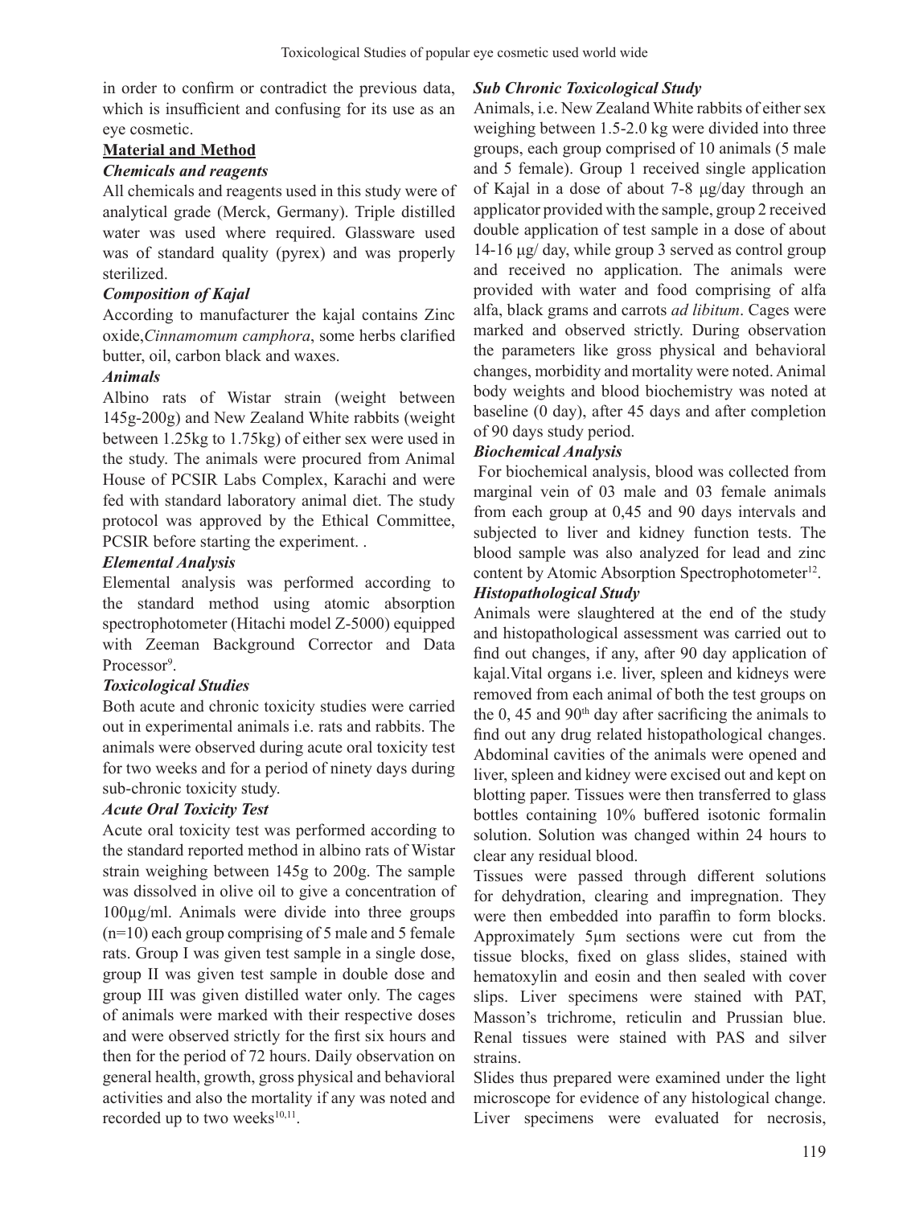in order to confirm or contradict the previous data, which is insufficient and confusing for its use as an eye cosmetic.

## Material and Method

### *Chemicals and reagents*

All chemicals and reagents used in this study were of analytical grade (Merck, Germany). Triple distilled water was used where required. Glassware used was of standard quality (pyrex) and was properly sterilized.

### *Composition of Kajal*

According to manufacturer the kajal contains Zinc oxide,*Cinnamomum camphora*, some herbs clarified butter, oil, carbon black and waxes.

### *Animals*

Albino rats of Wistar strain (weight between 145g-200g) and New Zealand White rabbits (weight between 1.25kg to 1.75kg) of either sex were used in the study. The animals were procured from Animal House of PCSIR Labs Complex, Karachi and were fed with standard laboratory animal diet. The study protocol was approved by the Ethical Committee, PCSIR before starting the experiment. .

### *Elemental Analysis*

Elemental analysis was performed according to the standard method using atomic absorption spectrophotometer (Hitachi model Z-5000) equipped with Zeeman Background Corrector and Data Processor[9].

### *Toxicological Studies*

Both acute and chronic toxicity studies were carried out in experimental animals i.e. rats and rabbits. The animals were observed during acute oral toxicity test for two weeks and for a period of ninety days during sub-chronic toxicity study.

### *Acute Oral Toxicity Test*

Acute oral toxicity test was performed according to the standard reported method in albino rats of Wistar strain weighing between 145g to 200g. The sample was dissolved in olive oil to give a concentration of 100µg/ml. Animals were divide into three groups (n=10) each group comprising of 5 male and 5 female rats. Group I was given test sample in a single dose, group II was given test sample in double dose and group III was given distilled water only. The cages of animals were marked with their respective doses and were observed strictly for the first six hours and then for the period of 72 hours. Daily observation on general health, growth, gross physical and behavioral activities and also the mortality if any was noted and recorded up to two weeks[10,11].

### *Sub Chronic Toxicological Study*

Animals, i.e. New Zealand White rabbits of either sex weighing between 1.5-2.0 kg were divided into three groups, each group comprised of 10 animals (5 male and 5 female). Group 1 received single application of Kajal in a dose of about 7-8 µg/day through an applicator provided with the sample, group 2 received double application of test sample in a dose of about 14-16 µg/ day, while group 3 served as control group and received no application. The animals were provided with water and food comprising of alfa alfa, black grams and carrots *ad libitum*. Cages were marked and observed strictly. During observation the parameters like gross physical and behavioral changes, morbidity and mortality were noted. Animal body weights and blood biochemistry was noted at baseline (0 day), after 45 days and after completion of 90 days study period.

### *Biochemical Analysis*

For biochemical analysis, blood was collected from marginal vein of 03 male and 03 female animals from each group at 0,45 and 90 days intervals and subjected to liver and kidney function tests. The blood sample was also analyzed for lead and zinc content by Atomic Absorption Spectrophotometer[12].

### *Histopathological Study*

Animals were slaughtered at the end of the study and histopathological assessment was carried out to find out changes, if any, after 90 day application of kajal.Vital organs i.e. liver, spleen and kidneys were removed from each animal of both the test groups on the 0, 45 and 90th day after sacrificing the animals to find out any drug related histopathological changes. Abdominal cavities of the animals were opened and liver, spleen and kidney were excised out and kept on blotting paper. Tissues were then transferred to glass bottles containing 10% buffered isotonic formalin solution. Solution was changed within 24 hours to clear any residual blood.

Tissues were passed through different solutions for dehydration, clearing and impregnation. They were then embedded into paraffin to form blocks. Approximately 5µm sections were cut from the tissue blocks, fixed on glass slides, stained with hematoxylin and eosin and then sealed with cover slips. Liver specimens were stained with PAT, Masson's trichrome, reticulin and Prussian blue. Renal tissues were stained with PAS and silver strains.

Slides thus prepared were examined under the light microscope for evidence of any histological change. Liver specimens were evaluated for necrosis,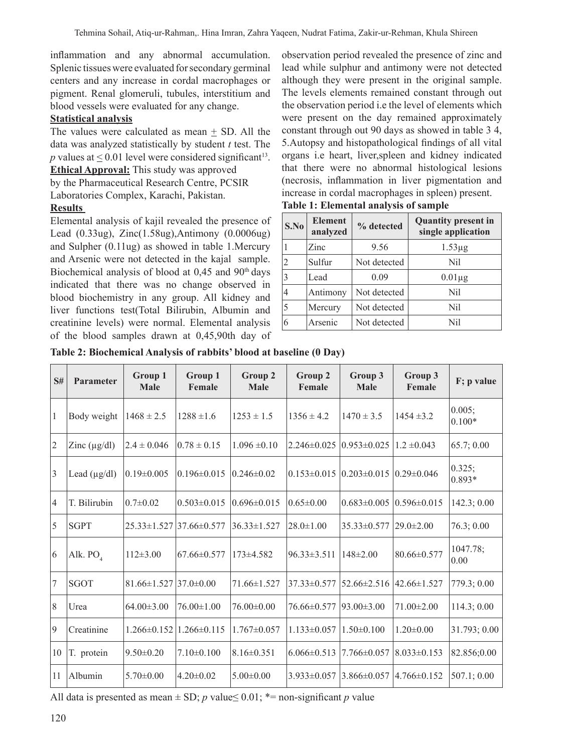inflammation and any abnormal accumulation. Splenic tissues were evaluated for secondary germinal centers and any increase in cordal macrophages or pigment. Renal glomeruli, tubules, interstitium and blood vessels were evaluated for any change.

**Statistical analysis**

The values were calculated as mean $\pm$ SD. All the data was analyzed statistically by student *t* test. The *p* values at $\leq 0.01$ level were considered significant[13].

**Ethical Approval:** This study was approved by the Pharmaceutical Research Centre, PCSIR Laboratories Complex, Karachi, Pakistan.

**Results**

Elemental analysis of kajil revealed the presence of Lead (0.33ug), Zinc(1.58ug),Antimony (0.0006ug) and Sulpher (0.11ug) as showed in table 1.Mercury and Arsenic were not detected in the kajal sample. Biochemical analysis of blood at 0,45 and 90th days indicated that there was no change observed in blood biochemistry in any group. All kidney and liver functions test(Total Bilirubin, Albumin and creatinine levels) were normal. Elemental analysis of the blood samples drawn at 0,45,90th day of observation period revealed the presence of zinc and lead while sulphur and antimony were not detected although they were present in the original sample. The levels elements remained constant through out the observation period i.e the level of elements which were present on the day remained approximately constant through out 90 days as showed in table 3 4, 5.Autopsy and histopathological findings of all vital organs i.e heart, liver,spleen and kidney indicated that there were no abnormal histological lesions (necrosis, inflammation in liver pigmentation and increase in cordal macrophages in spleen) present.

**Table 1: Elemental analysis of sample**

| S.No | Element analyzed | % detected | Quantity present in single application |
|---|---|---|---|
| 1 | Zinc | 9.56 | 1.53µg |
| 2 | Sulfur | Not detected | Nil |
| 3 | Lead | 0.09 | 0.01µg |
| 4 | Antimony | Not detected | Nil |
| 5 | Mercury | Not detected | Nil |
| 6 | Arsenic | Not detected | Nil |

**Table 2: Biochemical Analysis of rabbits' blood at baseline (0 Day)**

| S# | Parameter | Group 1 Male | Group 1 Female | Group 2 Male | Group 2 Female | Group 3 Male | Group 3 Female | F; p value |
|---|---|---|---|---|---|---|---|---|
| 1 | Body weight | 1468 ± 2.5 | 1288 ±1.6 | 1253 ± 1.5 | 1356 ± 4.2 | 1470 ± 3.5 | 1454 ±3.2 | 0.005; 0.100* |
| 2 | Zinc (µg/dl) | 2.4 ± 0.046 | 0.78 ± 0.15 | 1.096 ±0.10 | 2.246±0.025 | 0.953±0.025 | 1.2 ±0.043 | 65.7; 0.00 |
| 3 | Lead (µg/dl) | 0.19±0.005 | 0.196±0.015 | 0.246±0.02 | 0.153±0.015 | 0.203±0.015 | 0.29±0.046 | 0.325; 0.893* |
| 4 | T. Bilirubin | 0.7±0.02 | 0.503±0.015 | 0.696±0.015 | 0.65±0.00 | 0.683±0.005 | 0.596±0.015 | 142.3; 0.00 |
| 5 | SGPT | 25.33±1.527 | 37.66±0.577 | 36.33±1.527 | 28.0±1.00 | 35.33±0.577 | 29.0±2.00 | 76.3; 0.00 |
| 6 | Alk. $PO_4$ | 112±3.00 | 67.66±0.577 | 173±4.582 | 96.33±3.511 | 148±2.00 | 80.66±0.577 | 1047.78; 0.00 |
| 7 | SGOT | 81.66±1.527 | 37.0±0.00 | 71.66±1.527 | 37.33±0.577 | 52.66±2.516 | 42.66±1.527 | 779.3; 0.00 |
| 8 | Urea | 64.00±3.00 | 76.00±1.00 | 76.00±0.00 | 76.66±0.577 | 93.00±3.00 | 71.00±2.00 | 114.3; 0.00 |
| 9 | Creatinine | 1.266±0.152 | 1.266±0.115 | 1.767±0.057 | 1.133±0.057 | 1.50±0.100 | 1.20±0.00 | 31.793; 0.00 |
| 10 | T. protein | 9.50±0.20 | 7.10±0.100 | 8.16±0.351 | 6.066±0.513 | 7.766±0.057 | 8.033±0.153 | 82.856;0.00 |
| 11 | Albumin | 5.70±0.00 | 4.20±0.02 | 5.00±0.00 | 3.933±0.057 | 3.866±0.057 | 4.766±0.152 | 507.1; 0.00 |

All data is presented as mean ± SD; *p* value$\leq 0.01$; *= non-significant *p* value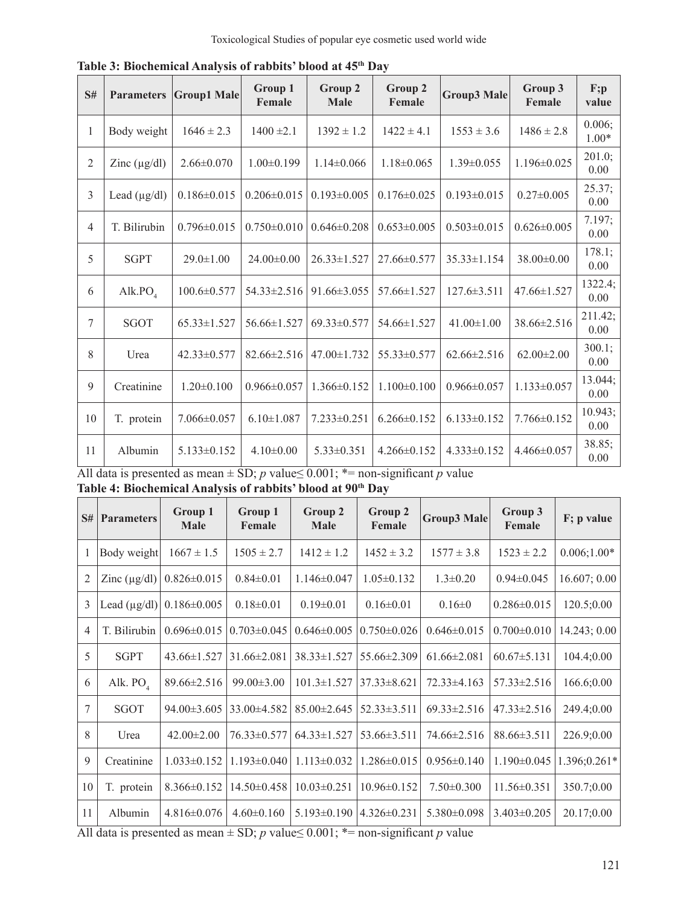**Table 3: Biochemical Analysis of rabbits' blood at 45th Day**

| S# | Parameters | Group1 Male | Group 1 Female | Group 2 Male | Group 2 Female | Group3 Male | Group 3 Female | F;p value |
|---|---|---|---|---|---|---|---|---|
| 1 | Body weight | 1646 ± 2.3 | 1400 ±2.1 | 1392 ± 1.2 | 1422 ± 4.1 | 1553 ± 3.6 | 1486 ± 2.8 | 0.006; 1.00* |
| 2 | Zinc (µg/dl) | 2.66±0.070 | 1.00±0.199 | 1.14±0.066 | 1.18±0.065 | 1.39±0.055 | 1.196±0.025 | 201.0; 0.00 |
| 3 | Lead (µg/dl) | 0.186±0.015 | 0.206±0.015 | 0.193±0.005 | 0.176±0.025 | 0.193±0.015 | 0.27±0.005 | 25.37; 0.00 |
| 4 | T. Bilirubin | 0.796±0.015 | 0.750±0.010 | 0.646±0.208 | 0.653±0.005 | 0.503±0.015 | 0.626±0.005 | 7.197; 0.00 |
| 5 | SGPT | 29.0±1.00 | 24.00±0.00 | 26.33±1.527 | 27.66±0.577 | 35.33±1.154 | 38.00±0.00 | 178.1; 0.00 |
| 6 | Alk.$PO_4$ | 100.6±0.577 | 54.33±2.516 | 91.66±3.055 | 57.66±1.527 | 127.6±3.511 | 47.66±1.527 | 1322.4; 0.00 |
| 7 | SGOT | 65.33±1.527 | 56.66±1.527 | 69.33±0.577 | 54.66±1.527 | 41.00±1.00 | 38.66±2.516 | 211.42; 0.00 |
| 8 | Urea | 42.33±0.577 | 82.66±2.516 | 47.00±1.732 | 55.33±0.577 | 62.66±2.516 | 62.00±2.00 | 300.1; 0.00 |
| 9 | Creatinine | 1.20±0.100 | 0.966±0.057 | 1.366±0.152 | 1.100±0.100 | 0.966±0.057 | 1.133±0.057 | 13.044; 0.00 |
| 10 | T. protein | 7.066±0.057 | 6.10±1.087 | 7.233±0.251 | 6.266±0.152 | 6.133±0.152 | 7.766±0.152 | 10.943; 0.00 |
| 11 | Albumin | 5.133±0.152 | 4.10±0.00 | 5.33±0.351 | 4.266±0.152 | 4.333±0.152 | 4.466±0.057 | 38.85; 0.00 |

All data is presented as mean ± SD; *p* value≤ 0.001; *= non-significant *p* value

**Table 4: Biochemical Analysis of rabbits' blood at 90th Day**

| S# | Parameters | Group 1 Male | Group 1 Female | Group 2 Male | Group 2 Female | Group3 Male | Group 3 Female | F; p value |
|---|---|---|---|---|---|---|---|---|
| 1 | Body weight | 1667 ± 1.5 | 1505 ± 2.7 | 1412 ± 1.2 | 1452 ± 3.2 | 1577 ± 3.8 | 1523 ± 2.2 | 0.006;1.00* |
| 2 | Zinc (µg/dl) | 0.826±0.015 | 0.84±0.01 | 1.146±0.047 | 1.05±0.132 | 1.3±0.20 | 0.94±0.045 | 16.607; 0.00 |
| 3 | Lead (µg/dl) | 0.186±0.005 | 0.18±0.01 | 0.19±0.01 | 0.16±0.01 | 0.16±0 | 0.286±0.015 | 120.5;0.00 |
| 4 | T. Bilirubin | 0.696±0.015 | 0.703±0.045 | 0.646±0.005 | 0.750±0.026 | 0.646±0.015 | 0.700±0.010 | 14.243; 0.00 |
| 5 | SGPT | 43.66±1.527 | 31.66±2.081 | 38.33±1.527 | 55.66±2.309 | 61.66±2.081 | 60.67±5.131 | 104.4;0.00 |
| 6 | Alk. $PO_4$ | 89.66±2.516 | 99.00±3.00 | 101.3±1.527 | 37.33±8.621 | 72.33±4.163 | 57.33±2.516 | 166.6;0.00 |
| 7 | SGOT | 94.00±3.605 | 33.00±4.582 | 85.00±2.645 | 52.33±3.511 | 69.33±2.516 | 47.33±2.516 | 249.4;0.00 |
| 8 | Urea | 42.00±2.00 | 76.33±0.577 | 64.33±1.527 | 53.66±3.511 | 74.66±2.516 | 88.66±3.511 | 226.9;0.00 |
| 9 | Creatinine | 1.033±0.152 | 1.193±0.040 | 1.113±0.032 | 1.286±0.015 | 0.956±0.140 | 1.190±0.045 | 1.396;0.261* |
| 10 | T. protein | 8.366±0.152 | 14.50±0.458 | 10.03±0.251 | 10.96±0.152 | 7.50±0.300 | 11.56±0.351 | 350.7;0.00 |
| 11 | Albumin | 4.816±0.076 | 4.60±0.160 | 5.193±0.190 | 4.326±0.231 | 5.380±0.098 | 3.403±0.205 | 20.17;0.00 |

All data is presented as mean ± SD; *p* value≤ 0.001; *= non-significant *p* value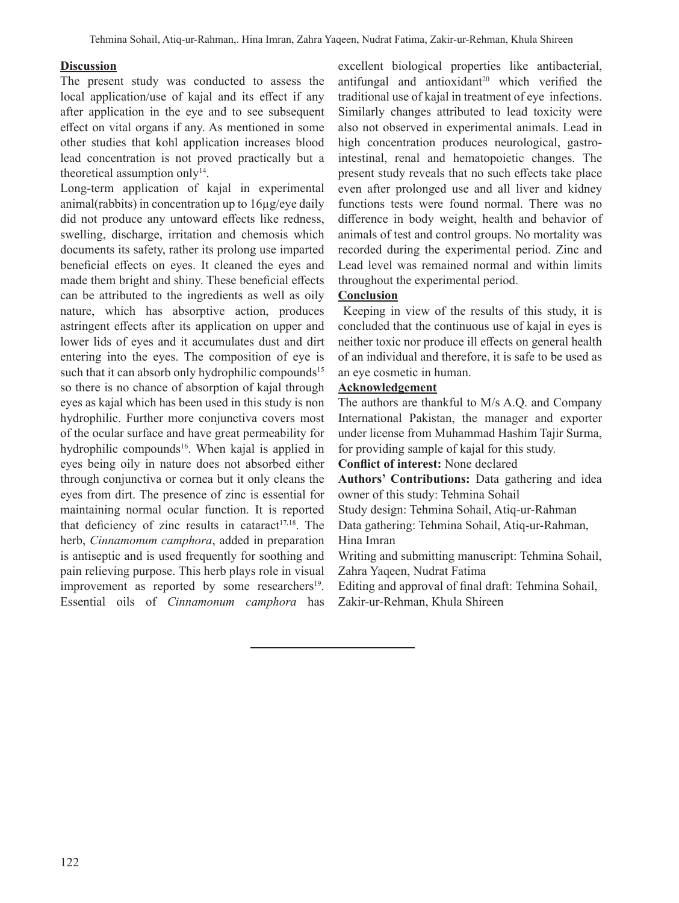## Discussion

The present study was conducted to assess the local application/use of kajal and its effect if any after application in the eye and to see subsequent effect on vital organs if any. As mentioned in some other studies that kohl application increases blood lead concentration is not proved practically but a theoretical assumption only[14].

Long-term application of kajal in experimental animal(rabbits) in concentration up to 16µg/eye daily did not produce any untoward effects like redness, swelling, discharge, irritation and chemosis which documents its safety, rather its prolong use imparted beneficial effects on eyes. It cleaned the eyes and made them bright and shiny. These beneficial effects can be attributed to the ingredients as well as oily nature, which has absorptive action, produces astringent effects after its application on upper and lower lids of eyes and it accumulates dust and dirt entering into the eyes. The composition of eye is such that it can absorb only hydrophilic compounds[15] so there is no chance of absorption of kajal through eyes as kajal which has been used in this study is non hydrophilic. Further more conjunctiva covers most of the ocular surface and have great permeability for hydrophilic compounds[16]. When kajal is applied in eyes being oily in nature does not absorbed either through conjunctiva or cornea but it only cleans the eyes from dirt. The presence of zinc is essential for maintaining normal ocular function. It is reported that deficiency of zinc results in cataract[17,18]. The herb, *Cinnamonum camphora*, added in preparation is antiseptic and is used frequently for soothing and pain relieving purpose. This herb plays role in visual improvement as reported by some researchers[19]. Essential oils of *Cinnamonum camphora* has excellent biological properties like antibacterial, antifungal and antioxidant[20] which verified the traditional use of kajal in treatment of eye infections. Similarly changes attributed to lead toxicity were also not observed in experimental animals. Lead in high concentration produces neurological, gastro-intestinal, renal and hematopoietic changes. The present study reveals that no such effects take place even after prolonged use and all liver and kidney functions tests were found normal. There was no difference in body weight, health and behavior of animals of test and control groups. No mortality was recorded during the experimental period. Zinc and Lead level was remained normal and within limits throughout the experimental period.

## Conclusion

Keeping in view of the results of this study, it is concluded that the continuous use of kajal in eyes is neither toxic nor produce ill effects on general health of an individual and therefore, it is safe to be used as an eye cosmetic in human.

## Acknowledgement

The authors are thankful to M/s A.Q. and Company International Pakistan, the manager and exporter under license from Muhammad Hashim Tajir Surma, for providing sample of kajal for this study.

**Conflict of interest:** None declared

**Authors' Contributions:** Data gathering and idea owner of this study: Tehmina Sohail

Study design: Tehmina Sohail, Atiq-ur-Rahman

Data gathering: Tehmina Sohail, Atiq-ur-Rahman, Hina Imran

Writing and submitting manuscript: Tehmina Sohail, Zahra Yaqeen, Nudrat Fatima

Editing and approval of final draft: Tehmina Sohail, Zakir-ur-Rehman, Khula Shireen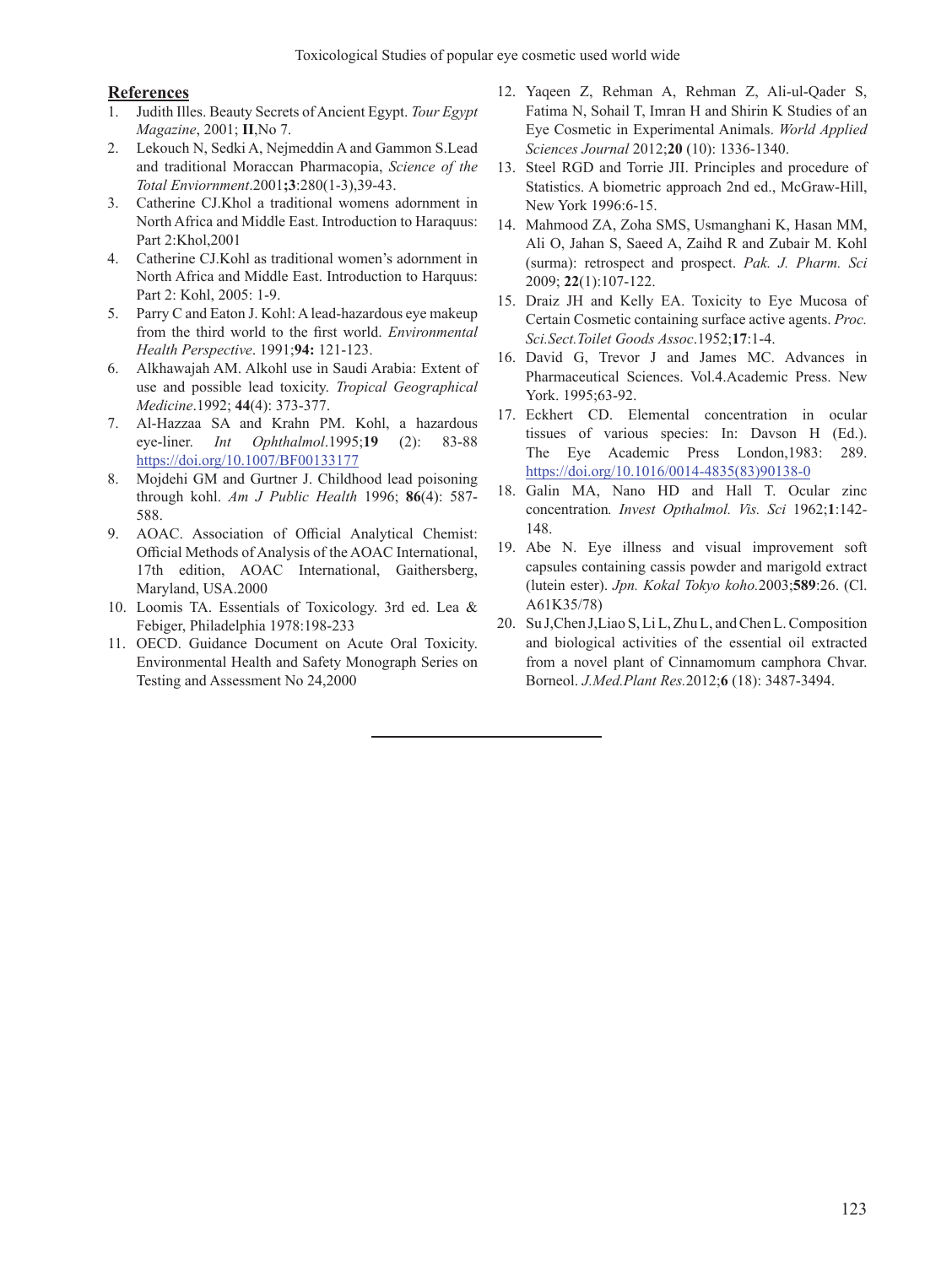## References

1. Judith Illes. Beauty Secrets of Ancient Egypt. *Tour Egypt Magazine*, 2001; **II**,No 7.
2. Lekouch N, Sedki A, Nejmeddin A and Gammon S.Lead and traditional Moraccan Pharmacopia, *Science of the Total Enviornment*.2001**;3**:280(1-3),39-43.
3. Catherine CJ.Khol a traditional womens adornment in North Africa and Middle East. Introduction to Haraqus: Part 2:Khol,2001
4. Catherine CJ.Kohl as traditional women's adornment in North Africa and Middle East. Introduction to Harquus: Part 2: Kohl, 2005: 1-9.
5. Parry C and Eaton J. Kohl: A lead-hazardous eye makeup from the third world to the first world. *Environmental Health Perspective*. 1991;**94:** 121-123.
6. Alkhawajah AM. Alkohl use in Saudi Arabia: Extent of use and possible lead toxicity. *Tropical Geographical Medicine*.1992; **44**(4): 373-377.
7. Al-Hazzaa SA and Krahn PM. Kohl, a hazardous eye-liner. *Int Ophthalmol*.1995;**19** (2): 83-88 https://doi.org/10.1007/BF00133177
8. Mojdehi GM and Gurtner J. Childhood lead poisoning through kohl. *Am J Public Health* 1996; **86**(4): 587-588.
9. AOAC. Association of Official Analytical Chemist: Official Methods of Analysis of the AOAC International, 17th edition, AOAC International, Gaithersberg, Maryland, USA.2000
10. Loomis TA. Essentials of Toxicology. 3rd ed. Lea & Febiger, Philadelphia 1978:198-233
11. OECD. Guidance Document on Acute Oral Toxicity. Environmental Health and Safety Monograph Series on Testing and Assessment No 24,2000
12. Yaqeen Z, Rehman A, Rehman Z, Ali-ul-Qader S, Fatima N, Sohail T, Imran H and Shirin K Studies of an Eye Cosmetic in Experimental Animals. *World Applied Sciences Journal* 2012;**20** (10): 1336-1340.
13. Steel RGD and Torrie JII. Principles and procedure of Statistics. A biometric approach 2nd ed., McGraw-Hill, New York 1996:6-15.
14. Mahmood ZA, Zoha SMS, Usmanghani K, Hasan MM, Ali O, Jahan S, Saeed A, Zaihd R and Zubair M. Kohl (surma): retrospect and prospect. *Pak. J. Pharm. Sci* 2009; **22**(1):107-122.
15. Draiz JH and Kelly EA. Toxicity to Eye Mucosa of Certain Cosmetic containing surface active agents. *Proc. Sci.Sect.Toilet Goods Assoc*.1952;**17**:1-4.
16. David G, Trevor J and James MC. Advances in Pharmaceutical Sciences. Vol.4.Academic Press. New York. 1995;63-92.
17. Eckhert CD. Elemental concentration in ocular tissues of various species: In: Davson H (Ed.). The Eye Academic Press London,1983: 289. https://doi.org/10.1016/0014-4835(83)90138-0
18. Galin MA, Nano HD and Hall T. Ocular zinc concentration*. Invest Opthalmol. Vis. Sci* 1962;**1**:142-148.
19. Abe N. Eye illness and visual improvement soft capsules containing cassis powder and marigold extract (lutein ester). *Jpn. Kokal Tokyo koho.*2003;**589**:26. (Cl. A61K35/78)
20. Su J,Chen J,Liao S, Li L, Zhu L, and Chen L. Composition and biological activities of the essential oil extracted from a novel plant of Cinnamomum camphora Chvar. Borneol. *J.Med.Plant Res.*2012;**6** (18): 3487-3494.